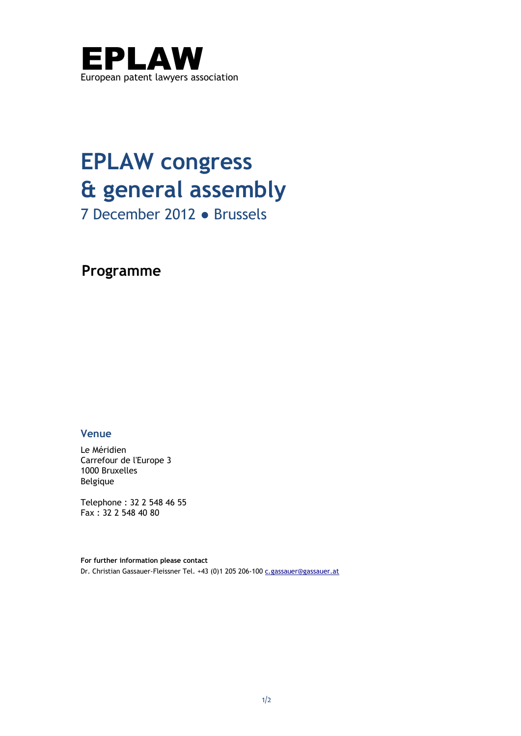# EPLAW

European patent lawyers association

# EPLAW congress & general assembly

7 December 2012 ● Brussels

## Programme

### Venue

Le Méridien
Carrefour de l'Europe 3
1000 Bruxelles
Belgique

Telephone : 32 2 548 46 55
Fax : 32 2 548 40 80

**For further information please contact**
Dr. Christian Gassauer-Fleissner Tel. +43 (0)1 205 206-100 c.gassauer@gassauer.at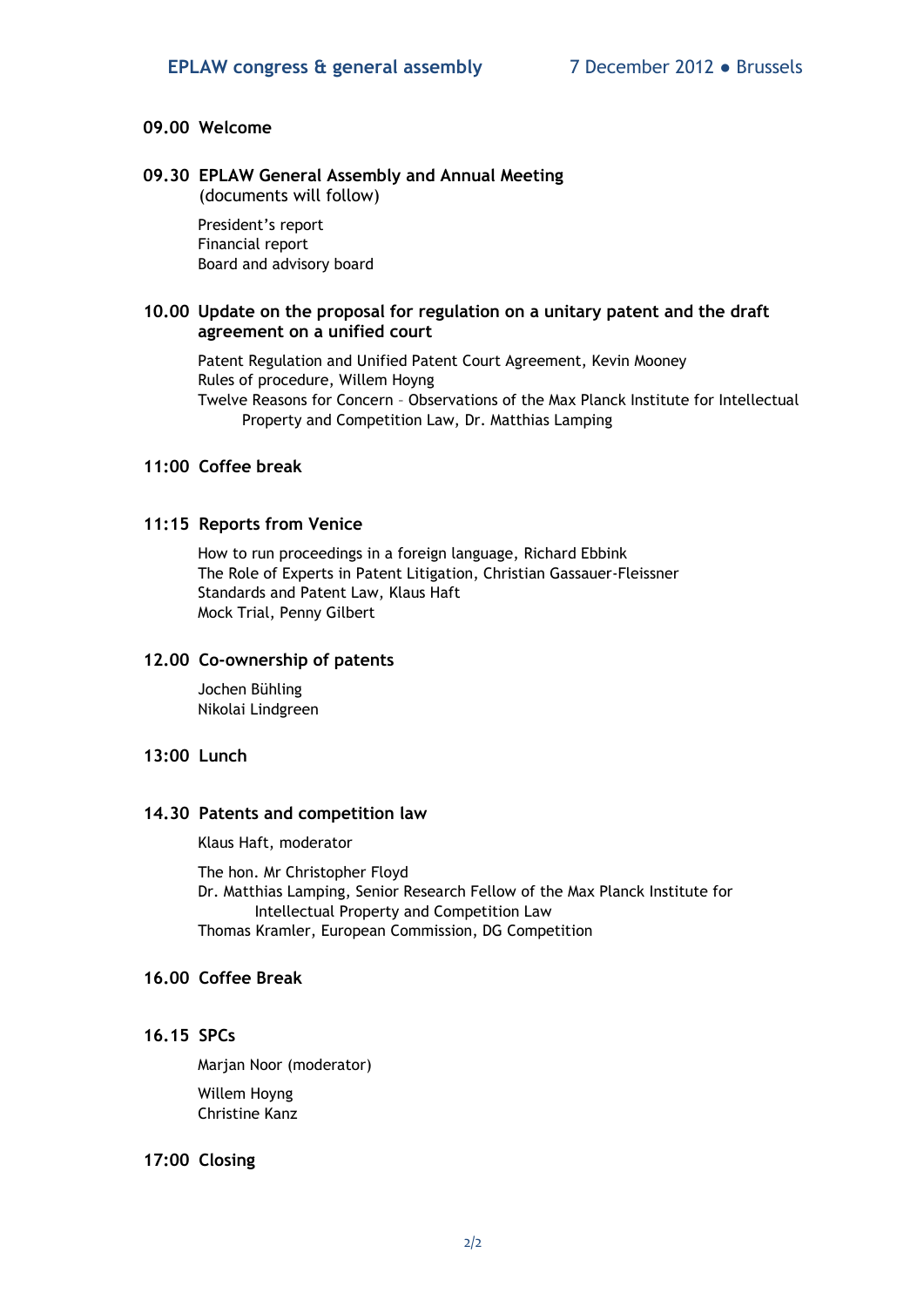# EPLAW congress & general assembly

7 December 2012 ● Brussels

**09.00 Welcome**

**09.30 EPLAW General Assembly and Annual Meeting**
(documents will follow)

President's report
Financial report
Board and advisory board

**10.00 Update on the proposal for regulation on a unitary patent and the draft agreement on a unified court**

Patent Regulation and Unified Patent Court Agreement, Kevin Mooney
Rules of procedure, Willem Hoyng
Twelve Reasons for Concern – Observations of the Max Planck Institute for Intellectual Property and Competition Law, Dr. Matthias Lamping

**11:00 Coffee break**

**11:15 Reports from Venice**

How to run proceedings in a foreign language, Richard Ebbink
The Role of Experts in Patent Litigation, Christian Gassauer-Fleissner
Standards and Patent Law, Klaus Haft
Mock Trial, Penny Gilbert

**12.00 Co-ownership of patents**

Jochen Bühling
Nikolai Lindgreen

**13:00 Lunch**

**14.30 Patents and competition law**

Klaus Haft, moderator

The hon. Mr Christopher Floyd
Dr. Matthias Lamping, Senior Research Fellow of the Max Planck Institute for Intellectual Property and Competition Law
Thomas Kramler, European Commission, DG Competition

**16.00 Coffee Break**

**16.15 SPCs**

Marjan Noor (moderator)

Willem Hoyng
Christine Kanz

**17:00 Closing**